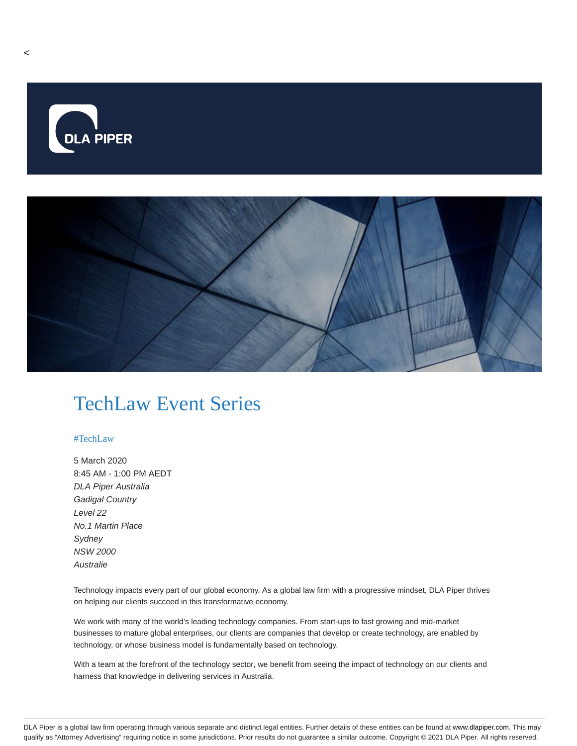<

DLA PIPER

# TechLaw Event Series

#TechLaw

5 March 2020
8:45 AM - 1:00 PM AEDT
*DLA Piper Australia*
*Gadigal Country*
*Level 22*
*No.1 Martin Place*
*Sydney*
*NSW 2000*
*Australie*

Technology impacts every part of our global economy. As a global law firm with a progressive mindset, DLA Piper thrives on helping our clients succeed in this transformative economy.

We work with many of the world's leading technology companies. From start-ups to fast growing and mid-market businesses to mature global enterprises, our clients are companies that develop or create technology, are enabled by technology, or whose business model is fundamentally based on technology.

With a team at the forefront of the technology sector, we benefit from seeing the impact of technology on our clients and harness that knowledge in delivering services in Australia.

DLA Piper is a global law firm operating through various separate and distinct legal entities. Further details of these entities can be found at www.dlapiper.com. This may qualify as "Attorney Advertising" requiring notice in some jurisdictions. Prior results do not guarantee a similar outcome. Copyright © 2021 DLA Piper. All rights reserved.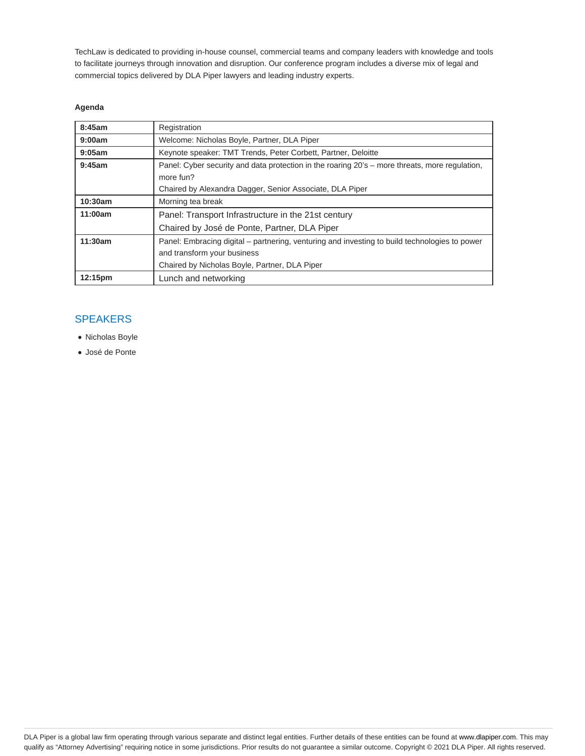TechLaw is dedicated to providing in-house counsel, commercial teams and company leaders with knowledge and tools to facilitate journeys through innovation and disruption. Our conference program includes a diverse mix of legal and commercial topics delivered by DLA Piper lawyers and leading industry experts.

**Agenda**

| | |
|---|---|
| **8:45am** | Registration |
| **9:00am** | Welcome: Nicholas Boyle, Partner, DLA Piper |
| **9:05am** | Keynote speaker: TMT Trends, Peter Corbett, Partner, Deloitte |
| **9:45am** | Panel: Cyber security and data protection in the roaring 20's – more threats, more regulation, more fun?<br>Chaired by Alexandra Dagger, Senior Associate, DLA Piper |
| **10:30am** | Morning tea break |
| **11:00am** | Panel: Transport Infrastructure in the 21st century<br>Chaired by José de Ponte, Partner, DLA Piper |
| **11:30am** | Panel: Embracing digital – partnering, venturing and investing to build technologies to power and transform your business<br>Chaired by Nicholas Boyle, Partner, DLA Piper |
| **12:15pm** | Lunch and networking |

## SPEAKERS

- Nicholas Boyle
- José de Ponte

DLA Piper is a global law firm operating through various separate and distinct legal entities. Further details of these entities can be found at www.dlapiper.com. This may qualify as "Attorney Advertising" requiring notice in some jurisdictions. Prior results do not guarantee a similar outcome. Copyright © 2021 DLA Piper. All rights reserved.